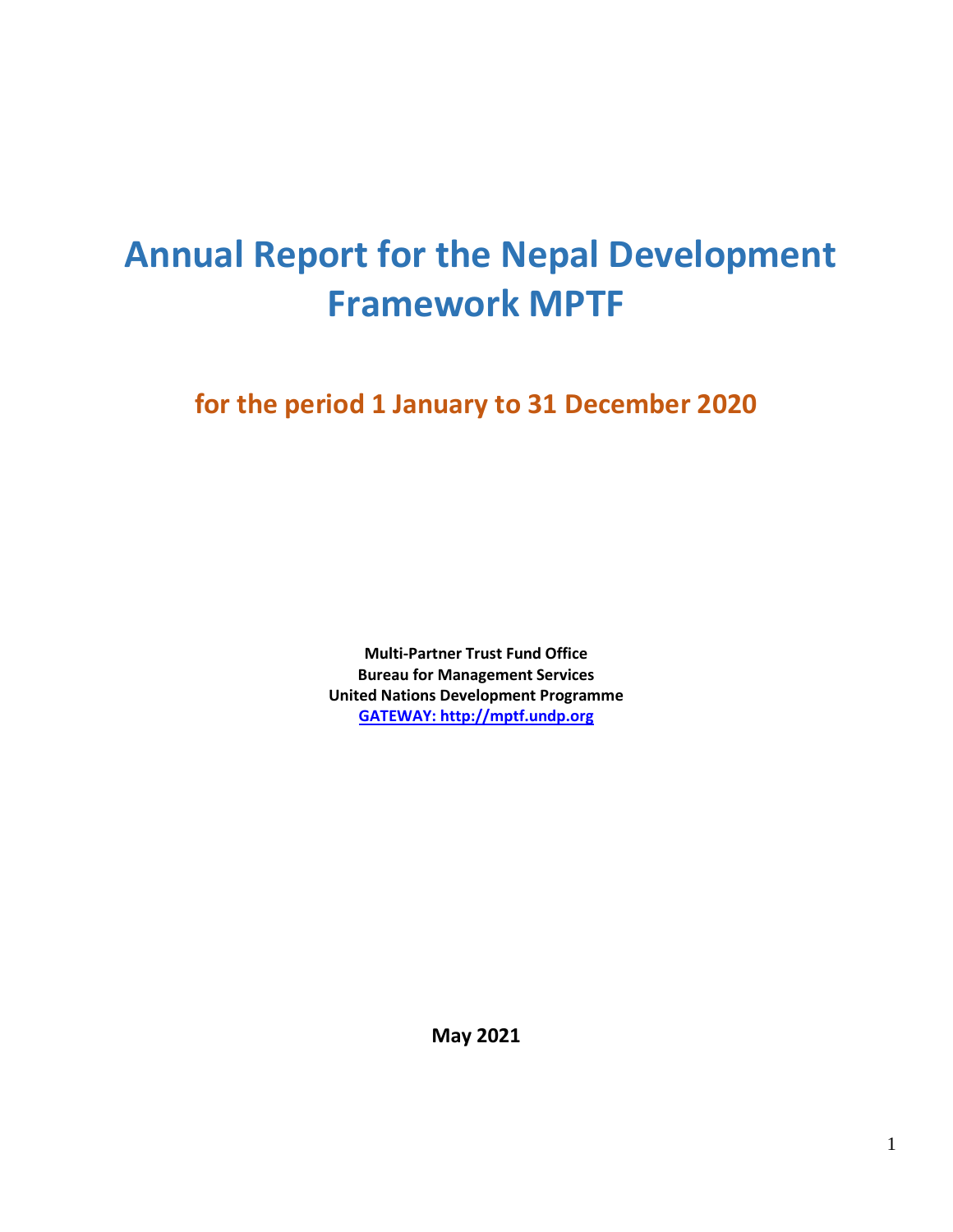# Annual Report for the Nepal Development Framework MPTF

## for the period 1 January to 31 December 2020

**Multi-Partner Trust Fund Office**
**Bureau for Management Services**
**United Nations Development Programme**
**GATEWAY: http://mptf.undp.org**

**May 2021**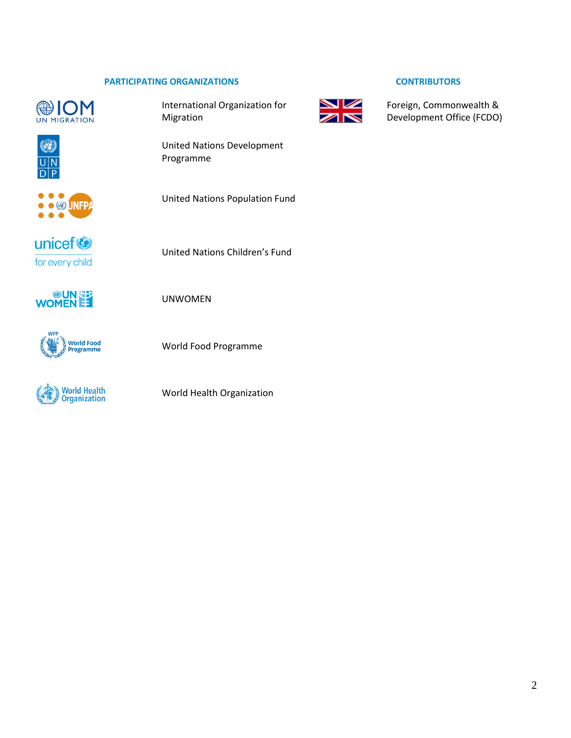## PARTICIPATING ORGANIZATIONS

- International Organization for Migration
- United Nations Development Programme
- United Nations Population Fund
- United Nations Children's Fund
- UNWOMEN
- World Food Programme
- World Health Organization

## CONTRIBUTORS

- Foreign, Commonwealth & Development Office (FCDO)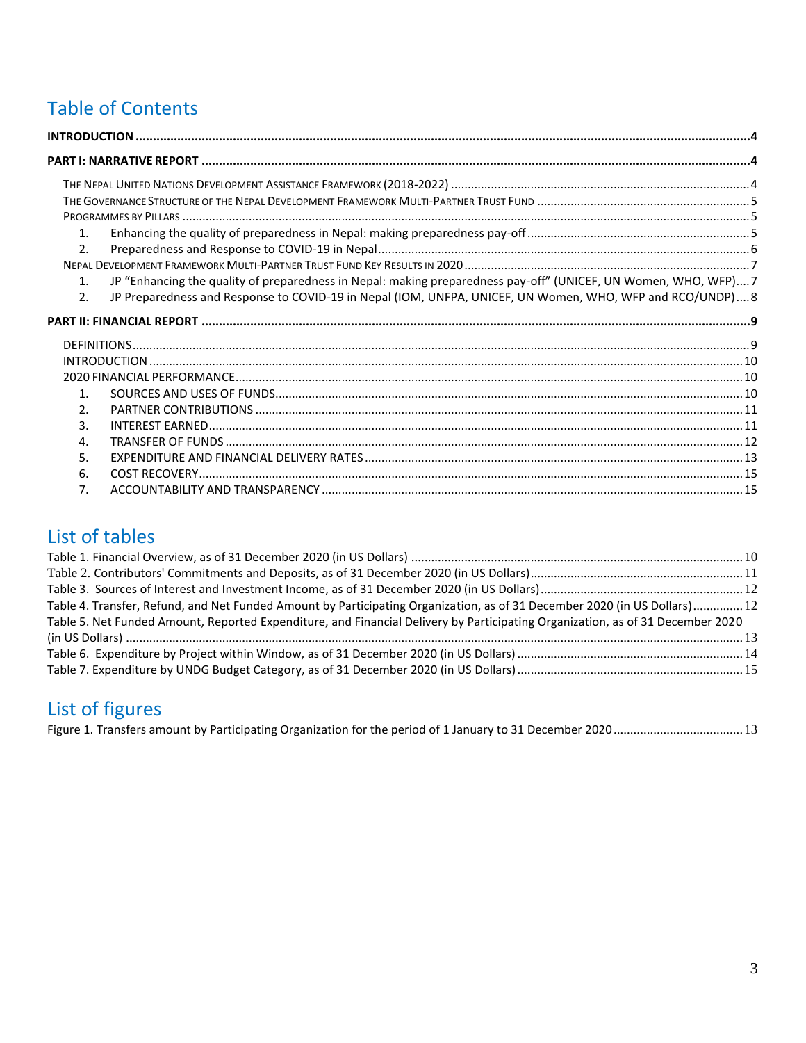# Table of Contents

**INTRODUCTION** .......... 4

**PART I: NARRATIVE REPORT** .......... 4

THE NEPAL UNITED NATIONS DEVELOPMENT ASSISTANCE FRAMEWORK (2018-2022) .......... 4
THE GOVERNANCE STRUCTURE OF THE NEPAL DEVELOPMENT FRAMEWORK MULTI-PARTNER TRUST FUND .......... 5
PROGRAMMES BY PILLARS .......... 5

1. Enhancing the quality of preparedness in Nepal: making preparedness pay-off .......... 5
2. Preparedness and Response to COVID-19 in Nepal .......... 6

NEPAL DEVELOPMENT FRAMEWORK MULTI-PARTNER TRUST FUND KEY RESULTS IN 2020 .......... 7

1. JP "Enhancing the quality of preparedness in Nepal: making preparedness pay-off" (UNICEF, UN Women, WHO, WFP) .... 7
2. JP Preparedness and Response to COVID-19 in Nepal (IOM, UNFPA, UNICEF, UN Women, WHO, WFP and RCO/UNDP) .... 8

**PART II: FINANCIAL REPORT** .......... 9

DEFINITIONS .......... 9
INTRODUCTION .......... 10
2020 FINANCIAL PERFORMANCE .......... 10

1. SOURCES AND USES OF FUNDS .......... 10
2. PARTNER CONTRIBUTIONS .......... 11
3. INTEREST EARNED .......... 11
4. TRANSFER OF FUNDS .......... 12
5. EXPENDITURE AND FINANCIAL DELIVERY RATES .......... 13
6. COST RECOVERY .......... 15
7. ACCOUNTABILITY AND TRANSPARENCY .......... 15

# List of tables

Table 1. Financial Overview, as of 31 December 2020 (in US Dollars) .......... 10
Table 2. Contributors' Commitments and Deposits, as of 31 December 2020 (in US Dollars) .......... 11
Table 3. Sources of Interest and Investment Income, as of 31 December 2020 (in US Dollars) .......... 12
Table 4. Transfer, Refund, and Net Funded Amount by Participating Organization, as of 31 December 2020 (in US Dollars) .......... 12
Table 5. Net Funded Amount, Reported Expenditure, and Financial Delivery by Participating Organization, as of 31 December 2020 (in US Dollars) .......... 13
Table 6. Expenditure by Project within Window, as of 31 December 2020 (in US Dollars) .......... 14
Table 7. Expenditure by UNDG Budget Category, as of 31 December 2020 (in US Dollars) .......... 15

# List of figures

Figure 1. Transfers amount by Participating Organization for the period of 1 January to 31 December 2020 .......... 13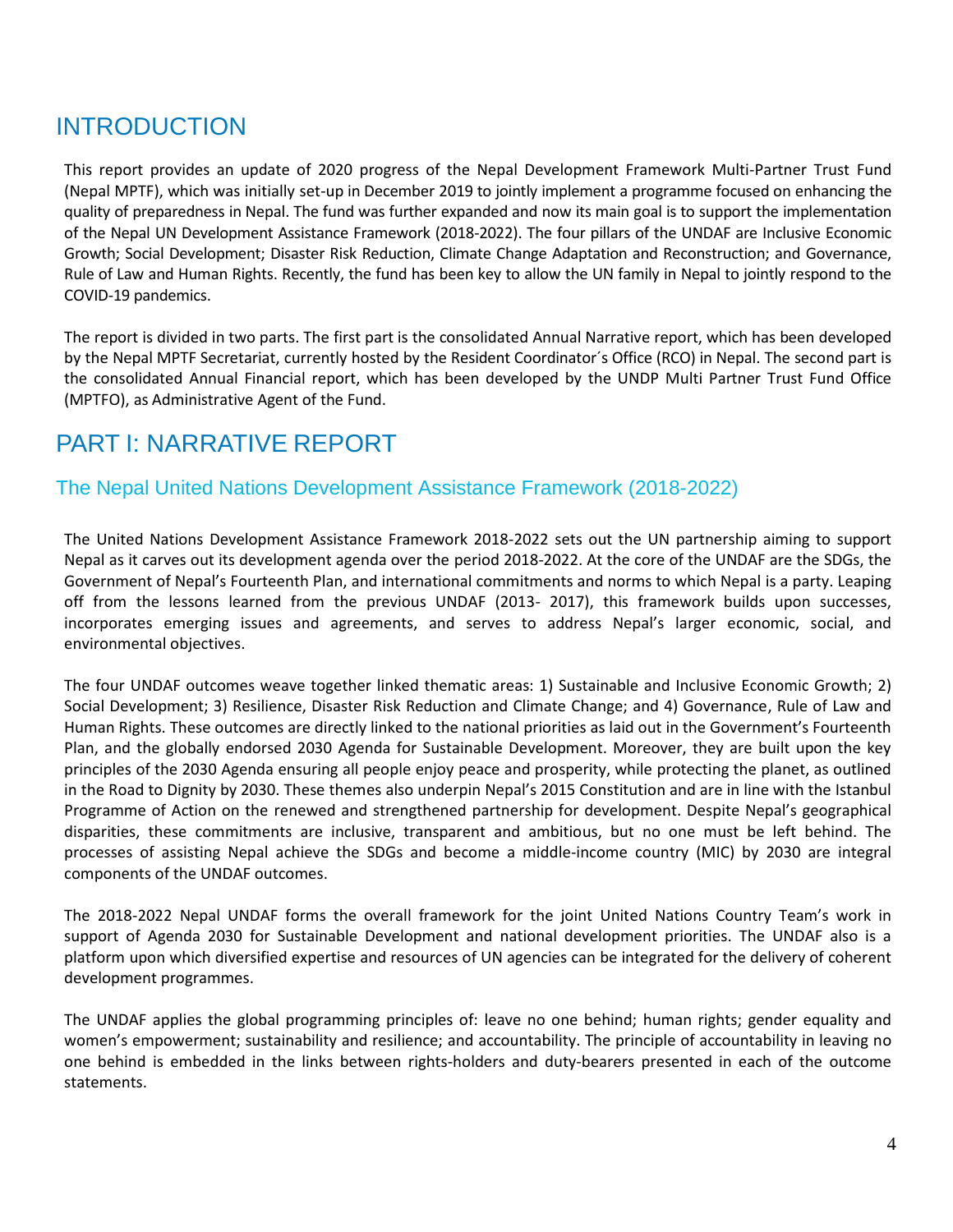# INTRODUCTION

This report provides an update of 2020 progress of the Nepal Development Framework Multi-Partner Trust Fund (Nepal MPTF), which was initially set-up in December 2019 to jointly implement a programme focused on enhancing the quality of preparedness in Nepal. The fund was further expanded and now its main goal is to support the implementation of the Nepal UN Development Assistance Framework (2018-2022). The four pillars of the UNDAF are Inclusive Economic Growth; Social Development; Disaster Risk Reduction, Climate Change Adaptation and Reconstruction; and Governance, Rule of Law and Human Rights. Recently, the fund has been key to allow the UN family in Nepal to jointly respond to the COVID-19 pandemics.

The report is divided in two parts. The first part is the consolidated Annual Narrative report, which has been developed by the Nepal MPTF Secretariat, currently hosted by the Resident Coordinator´s Office (RCO) in Nepal. The second part is the consolidated Annual Financial report, which has been developed by the UNDP Multi Partner Trust Fund Office (MPTFO), as Administrative Agent of the Fund.

# PART I: NARRATIVE REPORT

## The Nepal United Nations Development Assistance Framework (2018-2022)

The United Nations Development Assistance Framework 2018-2022 sets out the UN partnership aiming to support Nepal as it carves out its development agenda over the period 2018-2022. At the core of the UNDAF are the SDGs, the Government of Nepal's Fourteenth Plan, and international commitments and norms to which Nepal is a party. Leaping off from the lessons learned from the previous UNDAF (2013- 2017), this framework builds upon successes, incorporates emerging issues and agreements, and serves to address Nepal's larger economic, social, and environmental objectives.

The four UNDAF outcomes weave together linked thematic areas: 1) Sustainable and Inclusive Economic Growth; 2) Social Development; 3) Resilience, Disaster Risk Reduction and Climate Change; and 4) Governance, Rule of Law and Human Rights. These outcomes are directly linked to the national priorities as laid out in the Government's Fourteenth Plan, and the globally endorsed 2030 Agenda for Sustainable Development. Moreover, they are built upon the key principles of the 2030 Agenda ensuring all people enjoy peace and prosperity, while protecting the planet, as outlined in the Road to Dignity by 2030. These themes also underpin Nepal's 2015 Constitution and are in line with the Istanbul Programme of Action on the renewed and strengthened partnership for development. Despite Nepal's geographical disparities, these commitments are inclusive, transparent and ambitious, but no one must be left behind. The processes of assisting Nepal achieve the SDGs and become a middle-income country (MIC) by 2030 are integral components of the UNDAF outcomes.

The 2018-2022 Nepal UNDAF forms the overall framework for the joint United Nations Country Team's work in support of Agenda 2030 for Sustainable Development and national development priorities. The UNDAF also is a platform upon which diversified expertise and resources of UN agencies can be integrated for the delivery of coherent development programmes.

The UNDAF applies the global programming principles of: leave no one behind; human rights; gender equality and women's empowerment; sustainability and resilience; and accountability. The principle of accountability in leaving no one behind is embedded in the links between rights-holders and duty-bearers presented in each of the outcome statements.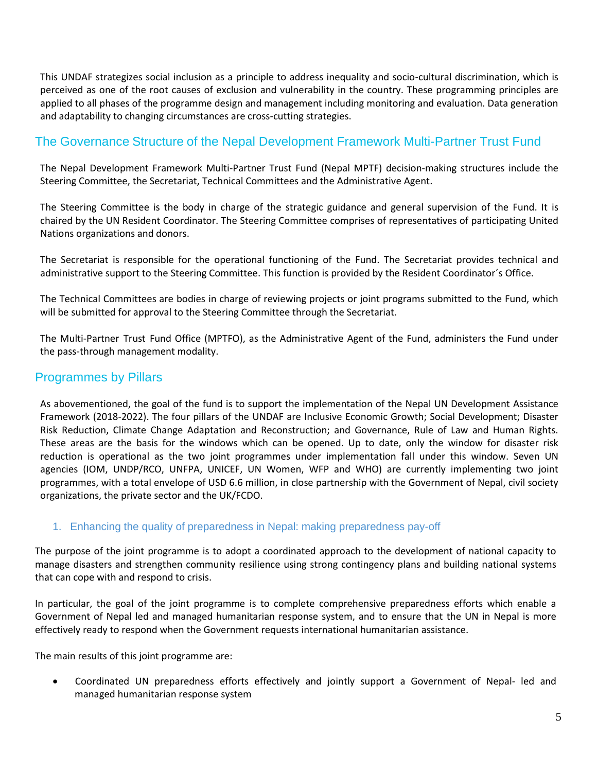This UNDAF strategizes social inclusion as a principle to address inequality and socio-cultural discrimination, which is perceived as one of the root causes of exclusion and vulnerability in the country. These programming principles are applied to all phases of the programme design and management including monitoring and evaluation. Data generation and adaptability to changing circumstances are cross-cutting strategies.

## The Governance Structure of the Nepal Development Framework Multi-Partner Trust Fund

The Nepal Development Framework Multi-Partner Trust Fund (Nepal MPTF) decision-making structures include the Steering Committee, the Secretariat, Technical Committees and the Administrative Agent.

The Steering Committee is the body in charge of the strategic guidance and general supervision of the Fund. It is chaired by the UN Resident Coordinator. The Steering Committee comprises of representatives of participating United Nations organizations and donors.

The Secretariat is responsible for the operational functioning of the Fund. The Secretariat provides technical and administrative support to the Steering Committee. This function is provided by the Resident Coordinator´s Office.

The Technical Committees are bodies in charge of reviewing projects or joint programs submitted to the Fund, which will be submitted for approval to the Steering Committee through the Secretariat.

The Multi-Partner Trust Fund Office (MPTFO), as the Administrative Agent of the Fund, administers the Fund under the pass-through management modality.

## Programmes by Pillars

As abovementioned, the goal of the fund is to support the implementation of the Nepal UN Development Assistance Framework (2018-2022). The four pillars of the UNDAF are Inclusive Economic Growth; Social Development; Disaster Risk Reduction, Climate Change Adaptation and Reconstruction; and Governance, Rule of Law and Human Rights. These areas are the basis for the windows which can be opened. Up to date, only the window for disaster risk reduction is operational as the two joint programmes under implementation fall under this window. Seven UN agencies (IOM, UNDP/RCO, UNFPA, UNICEF, UN Women, WFP and WHO) are currently implementing two joint programmes, with a total envelope of USD 6.6 million, in close partnership with the Government of Nepal, civil society organizations, the private sector and the UK/FCDO.

### 1. Enhancing the quality of preparedness in Nepal: making preparedness pay-off

The purpose of the joint programme is to adopt a coordinated approach to the development of national capacity to manage disasters and strengthen community resilience using strong contingency plans and building national systems that can cope with and respond to crisis.

In particular, the goal of the joint programme is to complete comprehensive preparedness efforts which enable a Government of Nepal led and managed humanitarian response system, and to ensure that the UN in Nepal is more effectively ready to respond when the Government requests international humanitarian assistance.

The main results of this joint programme are:

- Coordinated UN preparedness efforts effectively and jointly support a Government of Nepal- led and managed humanitarian response system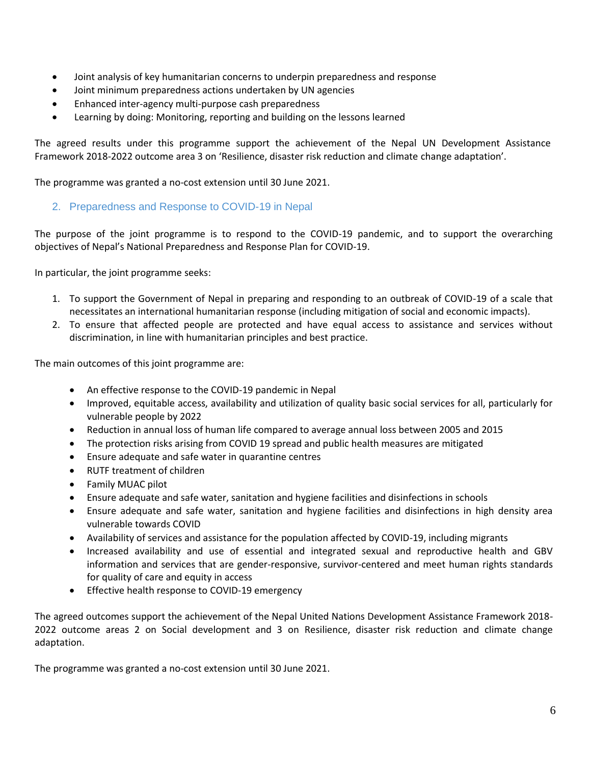- Joint analysis of key humanitarian concerns to underpin preparedness and response
- Joint minimum preparedness actions undertaken by UN agencies
- Enhanced inter-agency multi-purpose cash preparedness
- Learning by doing: Monitoring, reporting and building on the lessons learned

The agreed results under this programme support the achievement of the Nepal UN Development Assistance Framework 2018-2022 outcome area 3 on 'Resilience, disaster risk reduction and climate change adaptation'.

The programme was granted a no-cost extension until 30 June 2021.

## 2. Preparedness and Response to COVID-19 in Nepal

The purpose of the joint programme is to respond to the COVID-19 pandemic, and to support the overarching objectives of Nepal's National Preparedness and Response Plan for COVID-19.

In particular, the joint programme seeks:

1. To support the Government of Nepal in preparing and responding to an outbreak of COVID-19 of a scale that necessitates an international humanitarian response (including mitigation of social and economic impacts).
2. To ensure that affected people are protected and have equal access to assistance and services without discrimination, in line with humanitarian principles and best practice.

The main outcomes of this joint programme are:

- An effective response to the COVID-19 pandemic in Nepal
- Improved, equitable access, availability and utilization of quality basic social services for all, particularly for vulnerable people by 2022
- Reduction in annual loss of human life compared to average annual loss between 2005 and 2015
- The protection risks arising from COVID 19 spread and public health measures are mitigated
- Ensure adequate and safe water in quarantine centres
- RUTF treatment of children
- Family MUAC pilot
- Ensure adequate and safe water, sanitation and hygiene facilities and disinfections in schools
- Ensure adequate and safe water, sanitation and hygiene facilities and disinfections in high density area vulnerable towards COVID
- Availability of services and assistance for the population affected by COVID-19, including migrants
- Increased availability and use of essential and integrated sexual and reproductive health and GBV information and services that are gender-responsive, survivor-centered and meet human rights standards for quality of care and equity in access
- Effective health response to COVID-19 emergency

The agreed outcomes support the achievement of the Nepal United Nations Development Assistance Framework 2018-2022 outcome areas 2 on Social development and 3 on Resilience, disaster risk reduction and climate change adaptation.

The programme was granted a no-cost extension until 30 June 2021.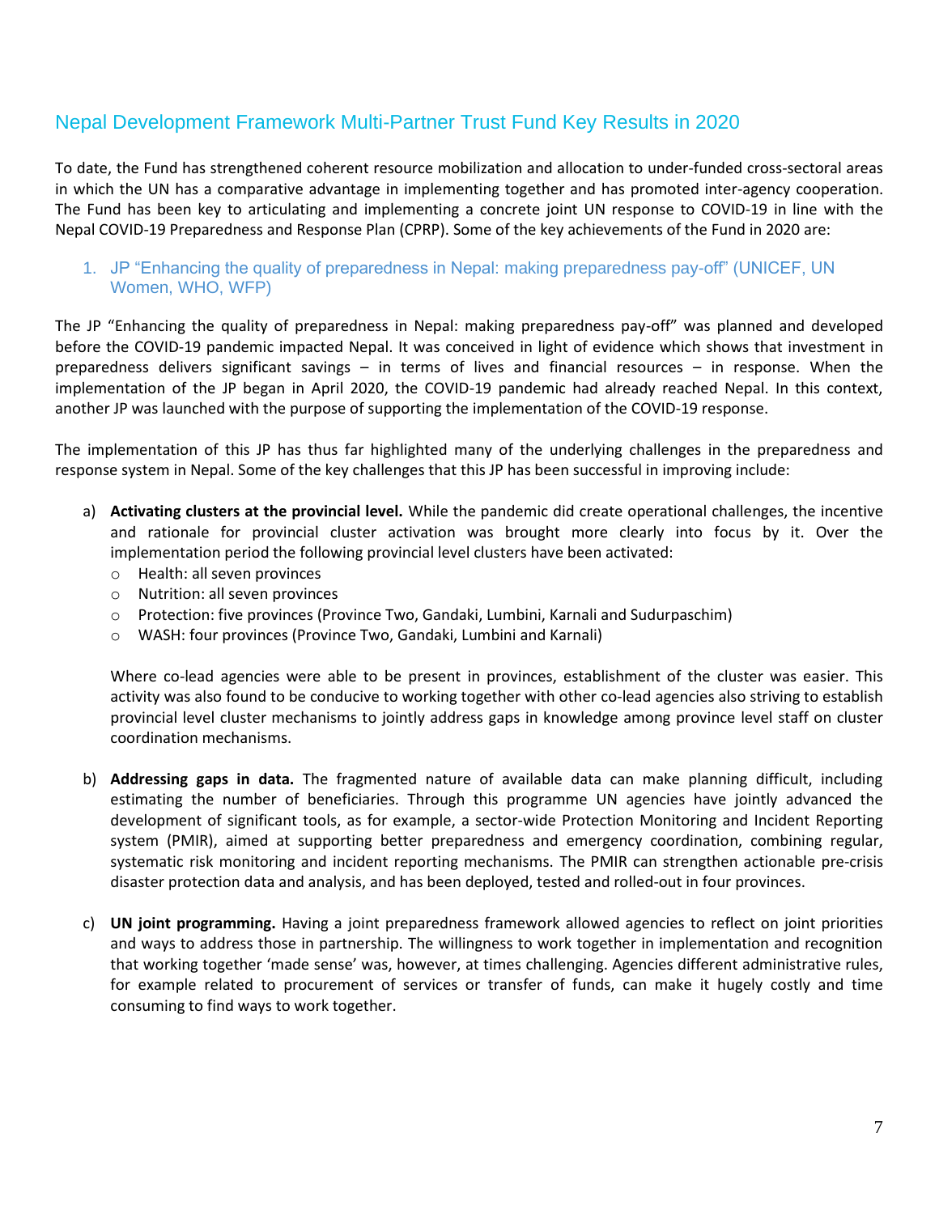## Nepal Development Framework Multi-Partner Trust Fund Key Results in 2020

To date, the Fund has strengthened coherent resource mobilization and allocation to under-funded cross-sectoral areas in which the UN has a comparative advantage in implementing together and has promoted inter-agency cooperation. The Fund has been key to articulating and implementing a concrete joint UN response to COVID-19 in line with the Nepal COVID-19 Preparedness and Response Plan (CPRP). Some of the key achievements of the Fund in 2020 are:

### 1. JP "Enhancing the quality of preparedness in Nepal: making preparedness pay-off" (UNICEF, UN Women, WHO, WFP)

The JP "Enhancing the quality of preparedness in Nepal: making preparedness pay-off" was planned and developed before the COVID-19 pandemic impacted Nepal. It was conceived in light of evidence which shows that investment in preparedness delivers significant savings – in terms of lives and financial resources – in response. When the implementation of the JP began in April 2020, the COVID-19 pandemic had already reached Nepal. In this context, another JP was launched with the purpose of supporting the implementation of the COVID-19 response.

The implementation of this JP has thus far highlighted many of the underlying challenges in the preparedness and response system in Nepal. Some of the key challenges that this JP has been successful in improving include:

a) **Activating clusters at the provincial level.** While the pandemic did create operational challenges, the incentive and rationale for provincial cluster activation was brought more clearly into focus by it. Over the implementation period the following provincial level clusters have been activated:
   - Health: all seven provinces
   - Nutrition: all seven provinces
   - Protection: five provinces (Province Two, Gandaki, Lumbini, Karnali and Sudurpaschim)
   - WASH: four provinces (Province Two, Gandaki, Lumbini and Karnali)

   Where co-lead agencies were able to be present in provinces, establishment of the cluster was easier. This activity was also found to be conducive to working together with other co-lead agencies also striving to establish provincial level cluster mechanisms to jointly address gaps in knowledge among province level staff on cluster coordination mechanisms.

b) **Addressing gaps in data.** The fragmented nature of available data can make planning difficult, including estimating the number of beneficiaries. Through this programme UN agencies have jointly advanced the development of significant tools, as for example, a sector-wide Protection Monitoring and Incident Reporting system (PMIR), aimed at supporting better preparedness and emergency coordination, combining regular, systematic risk monitoring and incident reporting mechanisms. The PMIR can strengthen actionable pre-crisis disaster protection data and analysis, and has been deployed, tested and rolled-out in four provinces.

c) **UN joint programming.** Having a joint preparedness framework allowed agencies to reflect on joint priorities and ways to address those in partnership. The willingness to work together in implementation and recognition that working together 'made sense' was, however, at times challenging. Agencies different administrative rules, for example related to procurement of services or transfer of funds, can make it hugely costly and time consuming to find ways to work together.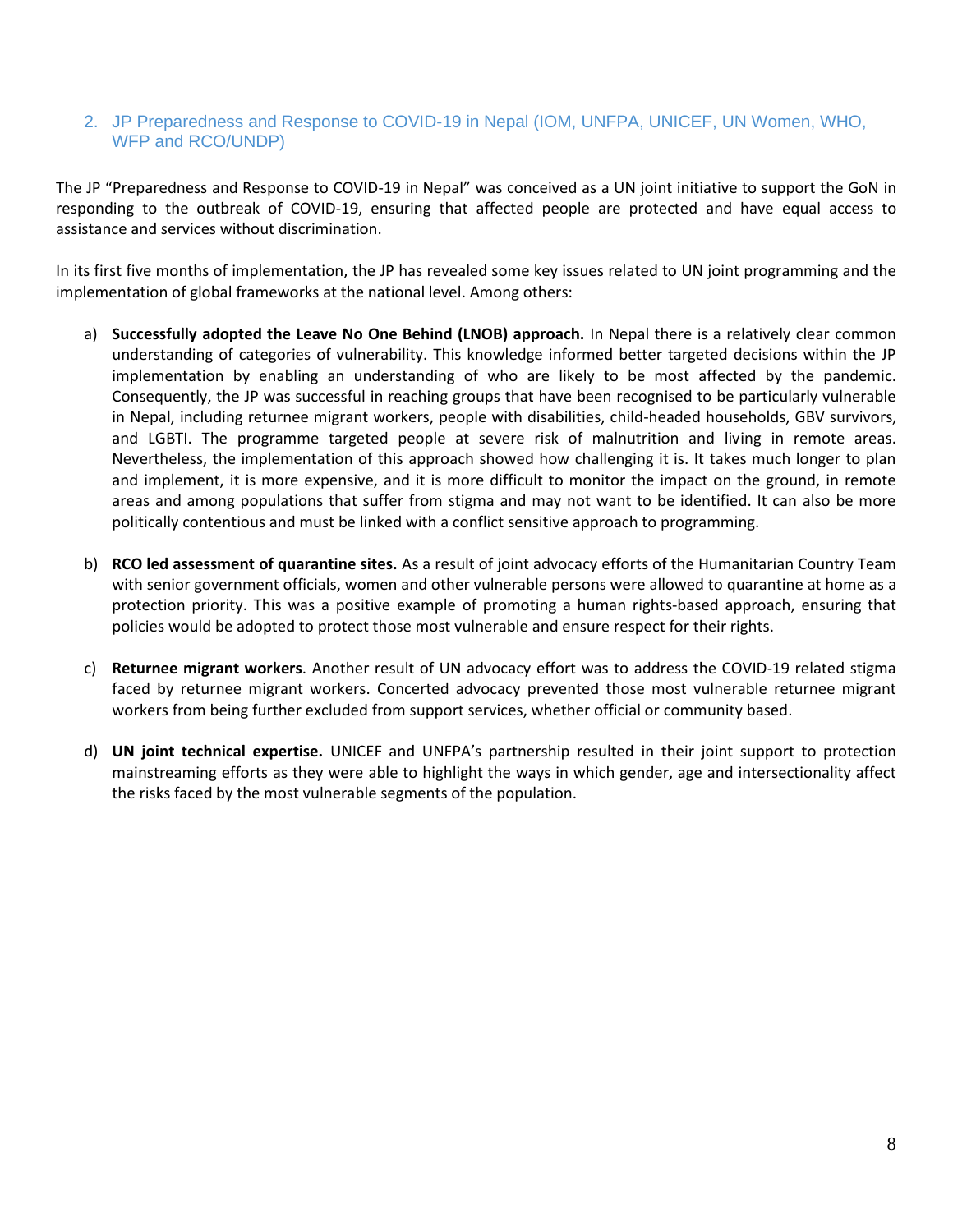## 2. JP Preparedness and Response to COVID-19 in Nepal (IOM, UNFPA, UNICEF, UN Women, WHO, WFP and RCO/UNDP)

The JP "Preparedness and Response to COVID-19 in Nepal" was conceived as a UN joint initiative to support the GoN in responding to the outbreak of COVID-19, ensuring that affected people are protected and have equal access to assistance and services without discrimination.

In its first five months of implementation, the JP has revealed some key issues related to UN joint programming and the implementation of global frameworks at the national level. Among others:

a) **Successfully adopted the Leave No One Behind (LNOB) approach.** In Nepal there is a relatively clear common understanding of categories of vulnerability. This knowledge informed better targeted decisions within the JP implementation by enabling an understanding of who are likely to be most affected by the pandemic. Consequently, the JP was successful in reaching groups that have been recognised to be particularly vulnerable in Nepal, including returnee migrant workers, people with disabilities, child-headed households, GBV survivors, and LGBTI. The programme targeted people at severe risk of malnutrition and living in remote areas. Nevertheless, the implementation of this approach showed how challenging it is. It takes much longer to plan and implement, it is more expensive, and it is more difficult to monitor the impact on the ground, in remote areas and among populations that suffer from stigma and may not want to be identified. It can also be more politically contentious and must be linked with a conflict sensitive approach to programming.

b) **RCO led assessment of quarantine sites.** As a result of joint advocacy efforts of the Humanitarian Country Team with senior government officials, women and other vulnerable persons were allowed to quarantine at home as a protection priority. This was a positive example of promoting a human rights-based approach, ensuring that policies would be adopted to protect those most vulnerable and ensure respect for their rights.

c) **Returnee migrant workers**. Another result of UN advocacy effort was to address the COVID-19 related stigma faced by returnee migrant workers. Concerted advocacy prevented those most vulnerable returnee migrant workers from being further excluded from support services, whether official or community based.

d) **UN joint technical expertise.** UNICEF and UNFPA's partnership resulted in their joint support to protection mainstreaming efforts as they were able to highlight the ways in which gender, age and intersectionality affect the risks faced by the most vulnerable segments of the population.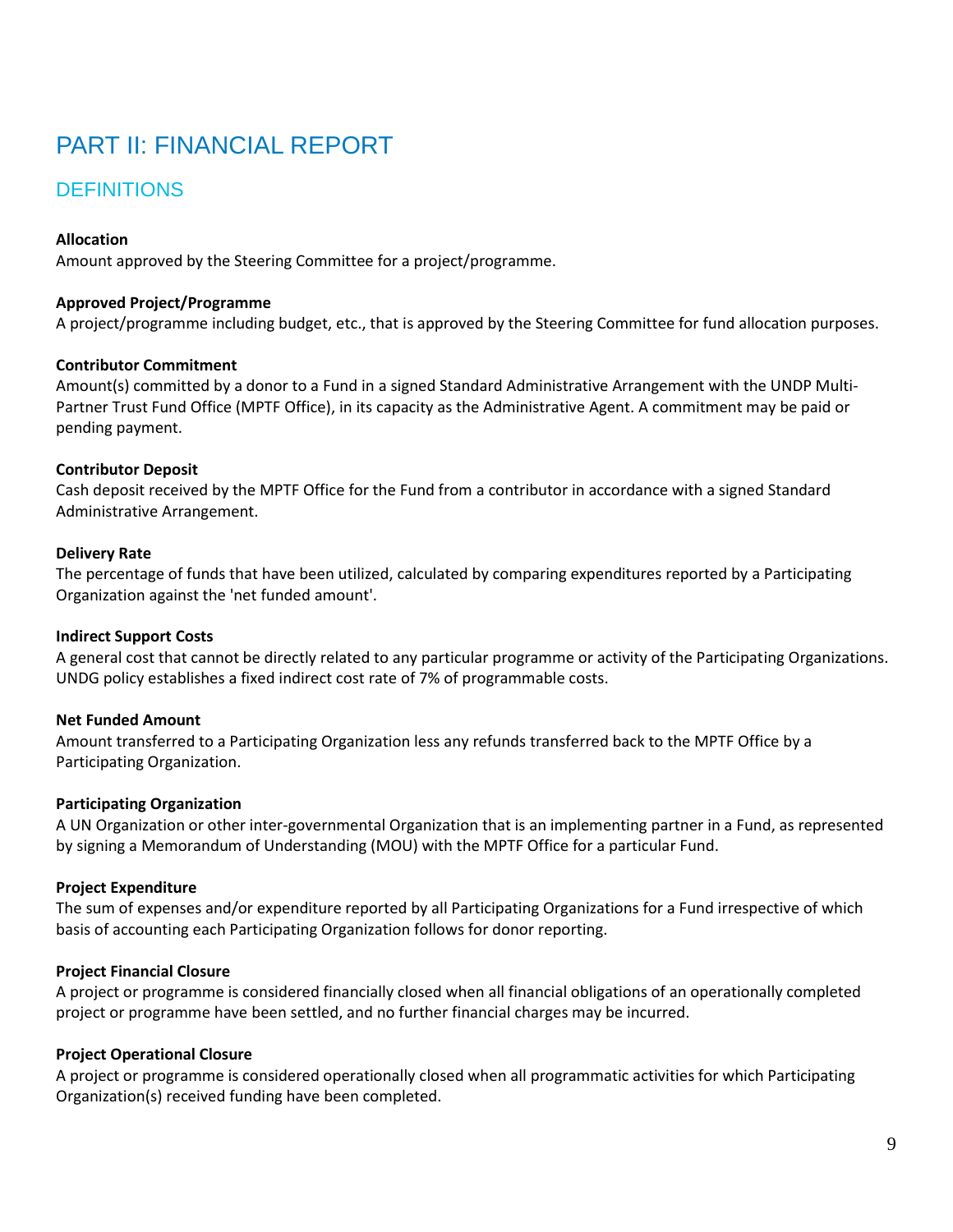# PART II: FINANCIAL REPORT

## DEFINITIONS

**Allocation**
Amount approved by the Steering Committee for a project/programme.

**Approved Project/Programme**
A project/programme including budget, etc., that is approved by the Steering Committee for fund allocation purposes.

**Contributor Commitment**
Amount(s) committed by a donor to a Fund in a signed Standard Administrative Arrangement with the UNDP Multi-Partner Trust Fund Office (MPTF Office), in its capacity as the Administrative Agent. A commitment may be paid or pending payment.

**Contributor Deposit**
Cash deposit received by the MPTF Office for the Fund from a contributor in accordance with a signed Standard Administrative Arrangement.

**Delivery Rate**
The percentage of funds that have been utilized, calculated by comparing expenditures reported by a Participating Organization against the 'net funded amount'.

**Indirect Support Costs**
A general cost that cannot be directly related to any particular programme or activity of the Participating Organizations. UNDG policy establishes a fixed indirect cost rate of 7% of programmable costs.

**Net Funded Amount**
Amount transferred to a Participating Organization less any refunds transferred back to the MPTF Office by a Participating Organization.

**Participating Organization**
A UN Organization or other inter-governmental Organization that is an implementing partner in a Fund, as represented by signing a Memorandum of Understanding (MOU) with the MPTF Office for a particular Fund.

**Project Expenditure**
The sum of expenses and/or expenditure reported by all Participating Organizations for a Fund irrespective of which basis of accounting each Participating Organization follows for donor reporting.

**Project Financial Closure**
A project or programme is considered financially closed when all financial obligations of an operationally completed project or programme have been settled, and no further financial charges may be incurred.

**Project Operational Closure**
A project or programme is considered operationally closed when all programmatic activities for which Participating Organization(s) received funding have been completed.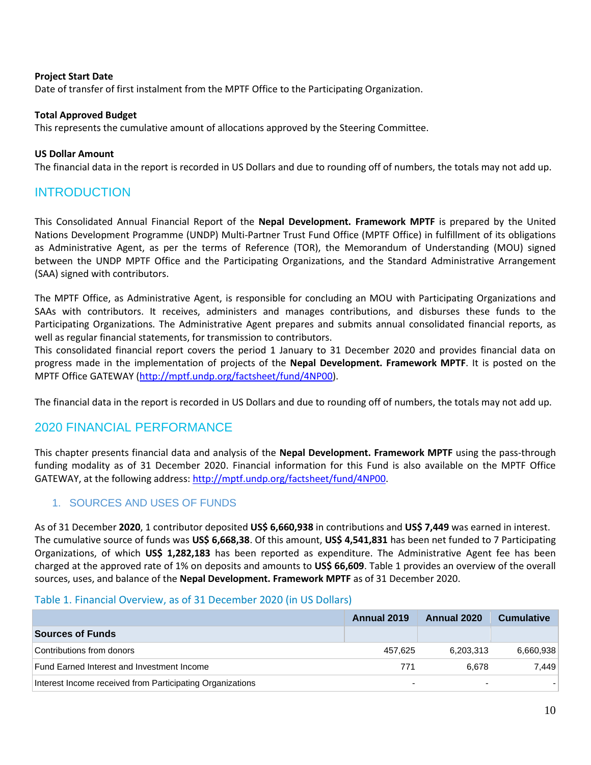**Project Start Date**
Date of transfer of first instalment from the MPTF Office to the Participating Organization.

**Total Approved Budget**
This represents the cumulative amount of allocations approved by the Steering Committee.

**US Dollar Amount**
The financial data in the report is recorded in US Dollars and due to rounding off of numbers, the totals may not add up.

## INTRODUCTION

This Consolidated Annual Financial Report of the **Nepal Development. Framework MPTF** is prepared by the United Nations Development Programme (UNDP) Multi-Partner Trust Fund Office (MPTF Office) in fulfillment of its obligations as Administrative Agent, as per the terms of Reference (TOR), the Memorandum of Understanding (MOU) signed between the UNDP MPTF Office and the Participating Organizations, and the Standard Administrative Arrangement (SAA) signed with contributors.

The MPTF Office, as Administrative Agent, is responsible for concluding an MOU with Participating Organizations and SAAs with contributors. It receives, administers and manages contributions, and disburses these funds to the Participating Organizations. The Administrative Agent prepares and submits annual consolidated financial reports, as well as regular financial statements, for transmission to contributors.
This consolidated financial report covers the period 1 January to 31 December 2020 and provides financial data on progress made in the implementation of projects of the **Nepal Development. Framework MPTF**. It is posted on the MPTF Office GATEWAY (http://mptf.undp.org/factsheet/fund/4NP00).

The financial data in the report is recorded in US Dollars and due to rounding off of numbers, the totals may not add up.

## 2020 FINANCIAL PERFORMANCE

This chapter presents financial data and analysis of the **Nepal Development. Framework MPTF** using the pass-through funding modality as of 31 December 2020. Financial information for this Fund is also available on the MPTF Office GATEWAY, at the following address: http://mptf.undp.org/factsheet/fund/4NP00.

### 1. SOURCES AND USES OF FUNDS

As of 31 December **2020**, 1 contributor deposited **US$ 6,660,938** in contributions and **US$ 7,449** was earned in interest.
The cumulative source of funds was **US$ 6,668,38**. Of this amount, **US$ 4,541,831** has been net funded to 7 Participating Organizations, of which **US$ 1,282,183** has been reported as expenditure. The Administrative Agent fee has been charged at the approved rate of 1% on deposits and amounts to **US$ 66,609**. Table 1 provides an overview of the overall sources, uses, and balance of the **Nepal Development. Framework MPTF** as of 31 December 2020.

Table 1. Financial Overview, as of 31 December 2020 (in US Dollars)

| | Annual 2019 | Annual 2020 | Cumulative |
|---|---|---|---|
| **Sources of Funds** | | | |
| Contributions from donors | 457,625 | 6,203,313 | 6,660,938 |
| Fund Earned Interest and Investment Income | 771 | 6,678 | 7,449 |
| Interest Income received from Participating Organizations | - | - | - |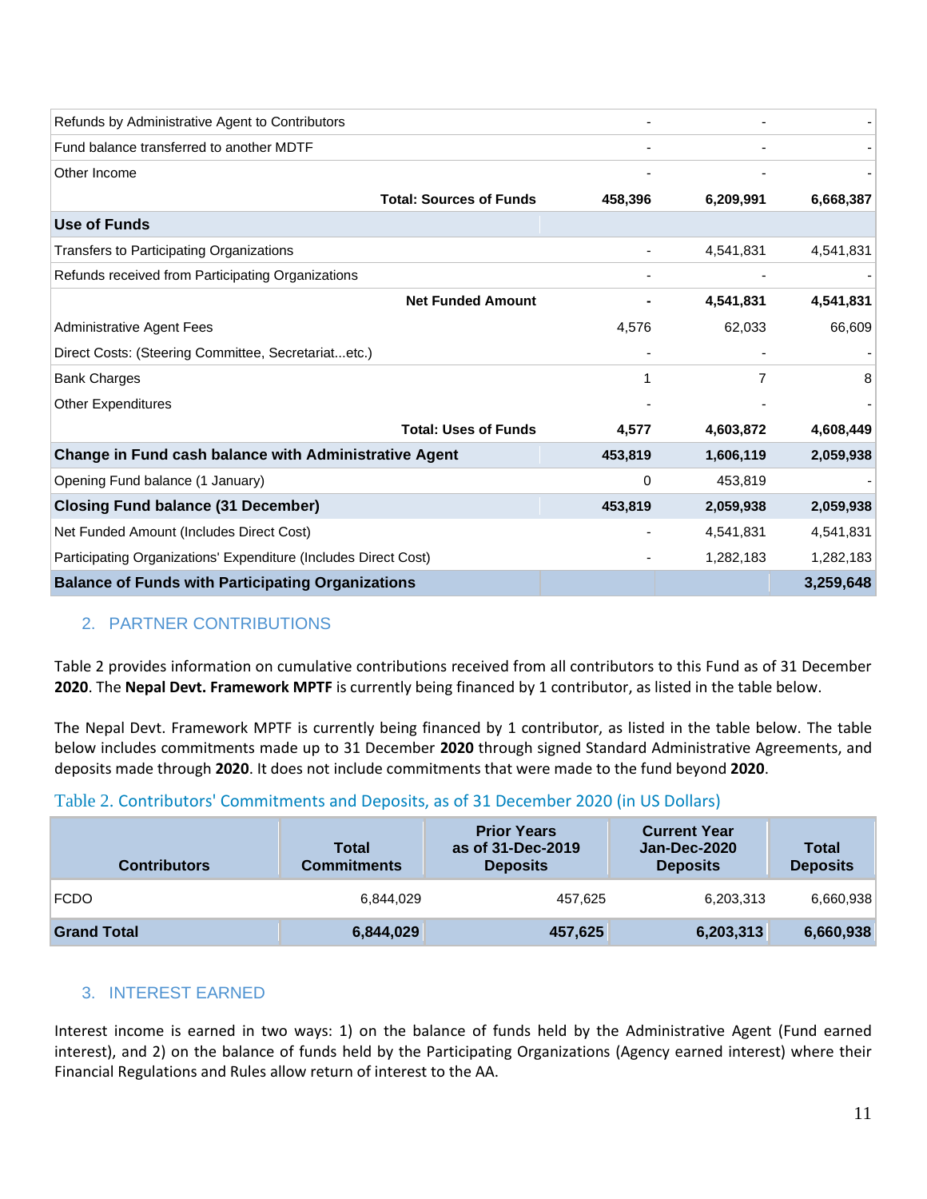| | | | |
|---|---|---|---|
| Refunds by Administrative Agent to Contributors | - | - | - |
| Fund balance transferred to another MDTF | - | - | - |
| Other Income | - | - | - |
| **Total: Sources of Funds** | **458,396** | **6,209,991** | **6,668,387** |
| **Use of Funds** | | | |
| Transfers to Participating Organizations | - | 4,541,831 | 4,541,831 |
| Refunds received from Participating Organizations | - | - | - |
| **Net Funded Amount** | **-** | **4,541,831** | **4,541,831** |
| Administrative Agent Fees | 4,576 | 62,033 | 66,609 |
| Direct Costs: (Steering Committee, Secretariat...etc.) | - | - | - |
| Bank Charges | 1 | 7 | 8 |
| Other Expenditures | - | - | - |
| **Total: Uses of Funds** | **4,577** | **4,603,872** | **4,608,449** |
| **Change in Fund cash balance with Administrative Agent** | **453,819** | **1,606,119** | **2,059,938** |
| Opening Fund balance (1 January) | 0 | 453,819 | - |
| **Closing Fund balance (31 December)** | **453,819** | **2,059,938** | **2,059,938** |
| Net Funded Amount (Includes Direct Cost) | - | 4,541,831 | 4,541,831 |
| Participating Organizations' Expenditure (Includes Direct Cost) | - | 1,282,183 | 1,282,183 |
| **Balance of Funds with Participating Organizations** | | | **3,259,648** |

## 2. PARTNER CONTRIBUTIONS

Table 2 provides information on cumulative contributions received from all contributors to this Fund as of 31 December **2020**. The **Nepal Devt. Framework MPTF** is currently being financed by 1 contributor, as listed in the table below.

The Nepal Devt. Framework MPTF is currently being financed by 1 contributor, as listed in the table below. The table below includes commitments made up to 31 December **2020** through signed Standard Administrative Agreements, and deposits made through **2020**. It does not include commitments that were made to the fund beyond **2020**.

Table 2. Contributors' Commitments and Deposits, as of 31 December 2020 (in US Dollars)

| Contributors | Total Commitments | Prior Years as of 31-Dec-2019 Deposits | Current Year Jan-Dec-2020 Deposits | Total Deposits |
|---|---|---|---|---|
| FCDO | 6,844,029 | 457,625 | 6,203,313 | 6,660,938 |
| **Grand Total** | **6,844,029** | **457,625** | **6,203,313** | **6,660,938** |

## 3. INTEREST EARNED

Interest income is earned in two ways: 1) on the balance of funds held by the Administrative Agent (Fund earned interest), and 2) on the balance of funds held by the Participating Organizations (Agency earned interest) where their Financial Regulations and Rules allow return of interest to the AA.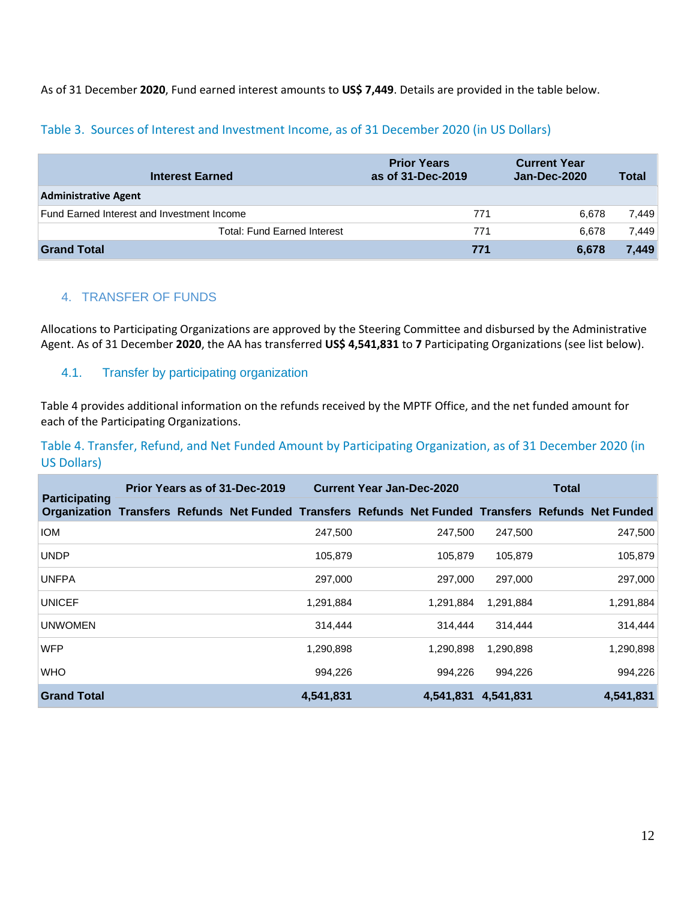As of 31 December **2020**, Fund earned interest amounts to **US$ 7,449**. Details are provided in the table below.

Table 3. Sources of Interest and Investment Income, as of 31 December 2020 (in US Dollars)

| Interest Earned | Prior Years as of 31-Dec-2019 | Current Year Jan-Dec-2020 | Total |
|---|---|---|---|
| **Administrative Agent** | | | |
| Fund Earned Interest and Investment Income | 771 | 6,678 | 7,449 |
| Total: Fund Earned Interest | 771 | 6,678 | 7,449 |
| **Grand Total** | **771** | **6,678** | **7,449** |

## 4. TRANSFER OF FUNDS

Allocations to Participating Organizations are approved by the Steering Committee and disbursed by the Administrative Agent. As of 31 December **2020**, the AA has transferred **US$ 4,541,831** to **7** Participating Organizations (see list below).

### 4.1. Transfer by participating organization

Table 4 provides additional information on the refunds received by the MPTF Office, and the net funded amount for each of the Participating Organizations.

Table 4. Transfer, Refund, and Net Funded Amount by Participating Organization, as of 31 December 2020 (in US Dollars)

| Participating Organization | Prior Years as of 31-Dec-2019 | | | Current Year Jan-Dec-2020 | | | Total | | |
|---|---|---|---|---|---|---|---|---|---|
| | Transfers | Refunds | Net Funded | Transfers | Refunds | Net Funded | Transfers | Refunds | Net Funded |
| IOM | | | | 247,500 | | 247,500 | 247,500 | | 247,500 |
| UNDP | | | | 105,879 | | 105,879 | 105,879 | | 105,879 |
| UNFPA | | | | 297,000 | | 297,000 | 297,000 | | 297,000 |
| UNICEF | | | | 1,291,884 | | 1,291,884 | 1,291,884 | | 1,291,884 |
| UNWOMEN | | | | 314,444 | | 314,444 | 314,444 | | 314,444 |
| WFP | | | | 1,290,898 | | 1,290,898 | 1,290,898 | | 1,290,898 |
| WHO | | | | 994,226 | | 994,226 | 994,226 | | 994,226 |
| **Grand Total** | | | | **4,541,831** | | **4,541,831** | **4,541,831** | | **4,541,831** |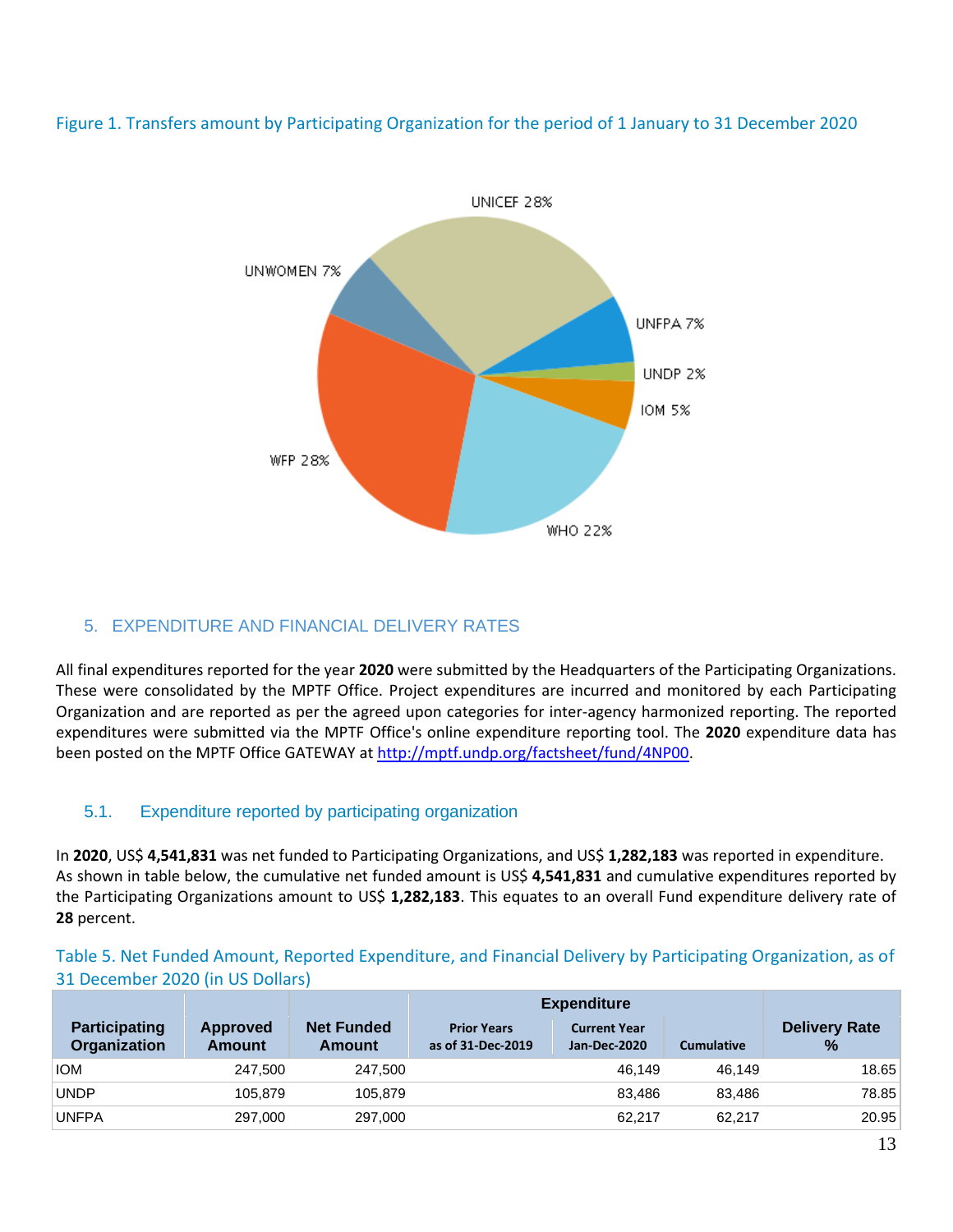Figure 1. Transfers amount by Participating Organization for the period of 1 January to 31 December 2020

## 5. EXPENDITURE AND FINANCIAL DELIVERY RATES

All final expenditures reported for the year **2020** were submitted by the Headquarters of the Participating Organizations. These were consolidated by the MPTF Office. Project expenditures are incurred and monitored by each Participating Organization and are reported as per the agreed upon categories for inter-agency harmonized reporting. The reported expenditures were submitted via the MPTF Office's online expenditure reporting tool. The **2020** expenditure data has been posted on the MPTF Office GATEWAY at http://mptf.undp.org/factsheet/fund/4NP00.

### 5.1. Expenditure reported by participating organization

In **2020**, US$ **4,541,831** was net funded to Participating Organizations, and US$ **1,282,183** was reported in expenditure. As shown in table below, the cumulative net funded amount is US$ **4,541,831** and cumulative expenditures reported by the Participating Organizations amount to US$ **1,282,183**. This equates to an overall Fund expenditure delivery rate of **28** percent.

Table 5. Net Funded Amount, Reported Expenditure, and Financial Delivery by Participating Organization, as of 31 December 2020 (in US Dollars)

| Participating Organization | Approved Amount | Net Funded Amount | Expenditure | | | Delivery Rate % |
|---|---|---|---|---|---|---|
| | | | Prior Years as of 31-Dec-2019 | Current Year Jan-Dec-2020 | Cumulative | |
| IOM | 247,500 | 247,500 | | 46,149 | 46,149 | 18.65 |
| UNDP | 105,879 | 105,879 | | 83,486 | 83,486 | 78.85 |
| UNFPA | 297,000 | 297,000 | | 62,217 | 62,217 | 20.95 |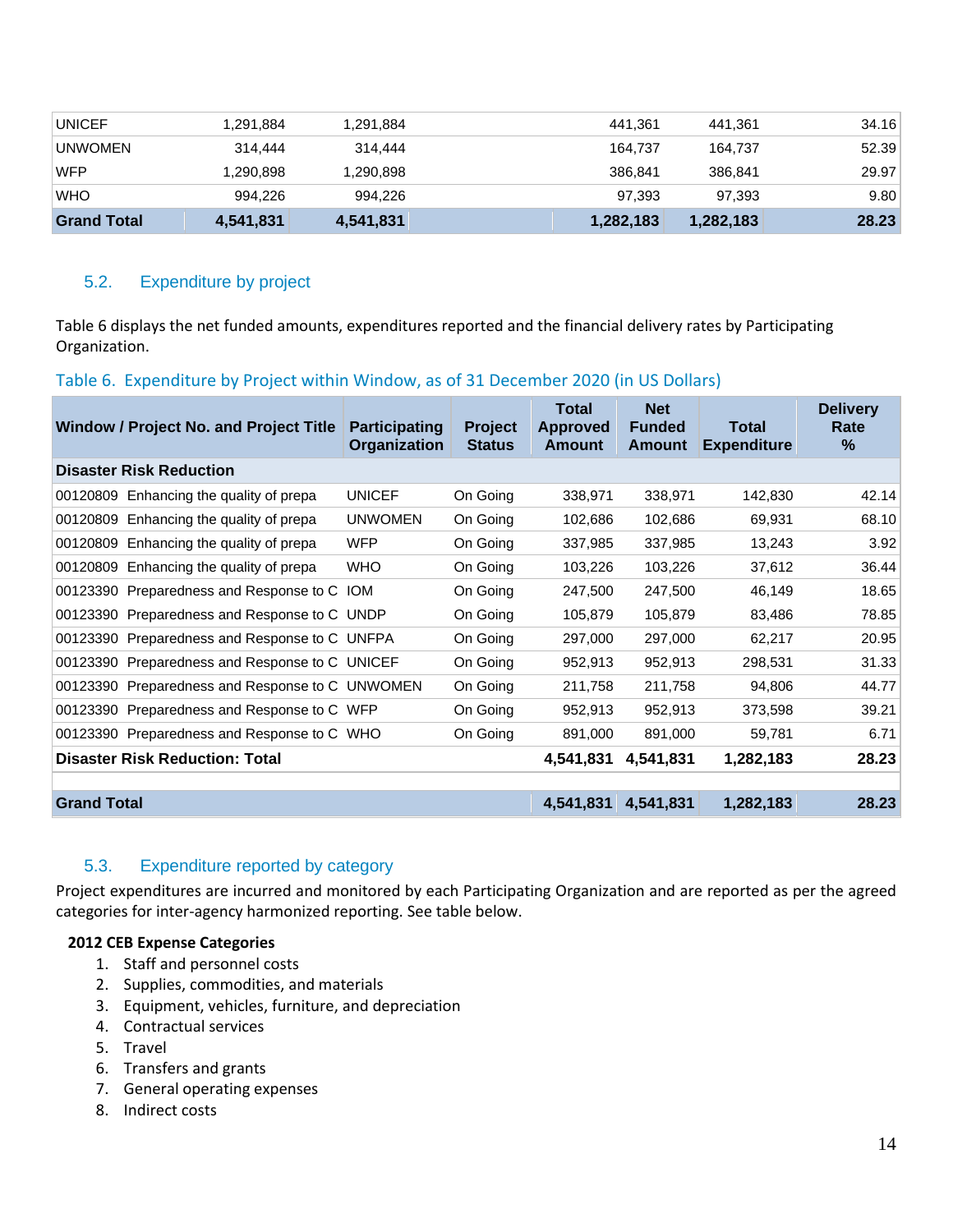| | | | | | |
|---|---|---|---|---|---|
| UNICEF | 1,291,884 | 1,291,884 | 441,361 | 441,361 | 34.16 |
| UNWOMEN | 314,444 | 314,444 | 164,737 | 164,737 | 52.39 |
| WFP | 1,290,898 | 1,290,898 | 386,841 | 386,841 | 29.97 |
| WHO | 994,226 | 994,226 | 97,393 | 97,393 | 9.80 |
| **Grand Total** | **4,541,831** | **4,541,831** | **1,282,183** | **1,282,183** | **28.23** |

## 5.2. Expenditure by project

Table 6 displays the net funded amounts, expenditures reported and the financial delivery rates by Participating Organization.

Table 6. Expenditure by Project within Window, as of 31 December 2020 (in US Dollars)

| Window / Project No. and Project Title | Participating Organization | Project Status | Total Approved Amount | Net Funded Amount | Total Expenditure | Delivery Rate % |
|---|---|---|---|---|---|---|
| **Disaster Risk Reduction** | | | | | | |
| 00120809 Enhancing the quality of prepa | UNICEF | On Going | 338,971 | 338,971 | 142,830 | 42.14 |
| 00120809 Enhancing the quality of prepa | UNWOMEN | On Going | 102,686 | 102,686 | 69,931 | 68.10 |
| 00120809 Enhancing the quality of prepa | WFP | On Going | 337,985 | 337,985 | 13,243 | 3.92 |
| 00120809 Enhancing the quality of prepa | WHO | On Going | 103,226 | 103,226 | 37,612 | 36.44 |
| 00123390 Preparedness and Response to C | IOM | On Going | 247,500 | 247,500 | 46,149 | 18.65 |
| 00123390 Preparedness and Response to C | UNDP | On Going | 105,879 | 105,879 | 83,486 | 78.85 |
| 00123390 Preparedness and Response to C | UNFPA | On Going | 297,000 | 297,000 | 62,217 | 20.95 |
| 00123390 Preparedness and Response to C | UNICEF | On Going | 952,913 | 952,913 | 298,531 | 31.33 |
| 00123390 Preparedness and Response to C | UNWOMEN | On Going | 211,758 | 211,758 | 94,806 | 44.77 |
| 00123390 Preparedness and Response to C | WFP | On Going | 952,913 | 952,913 | 373,598 | 39.21 |
| 00123390 Preparedness and Response to C | WHO | On Going | 891,000 | 891,000 | 59,781 | 6.71 |
| **Disaster Risk Reduction: Total** | | | **4,541,831** | **4,541,831** | **1,282,183** | **28.23** |
| | | | | | | |
| **Grand Total** | | | **4,541,831** | **4,541,831** | **1,282,183** | **28.23** |

## 5.3. Expenditure reported by category

Project expenditures are incurred and monitored by each Participating Organization and are reported as per the agreed categories for inter-agency harmonized reporting. See table below.

**2012 CEB Expense Categories**

1. Staff and personnel costs
2. Supplies, commodities, and materials
3. Equipment, vehicles, furniture, and depreciation
4. Contractual services
5. Travel
6. Transfers and grants
7. General operating expenses
8. Indirect costs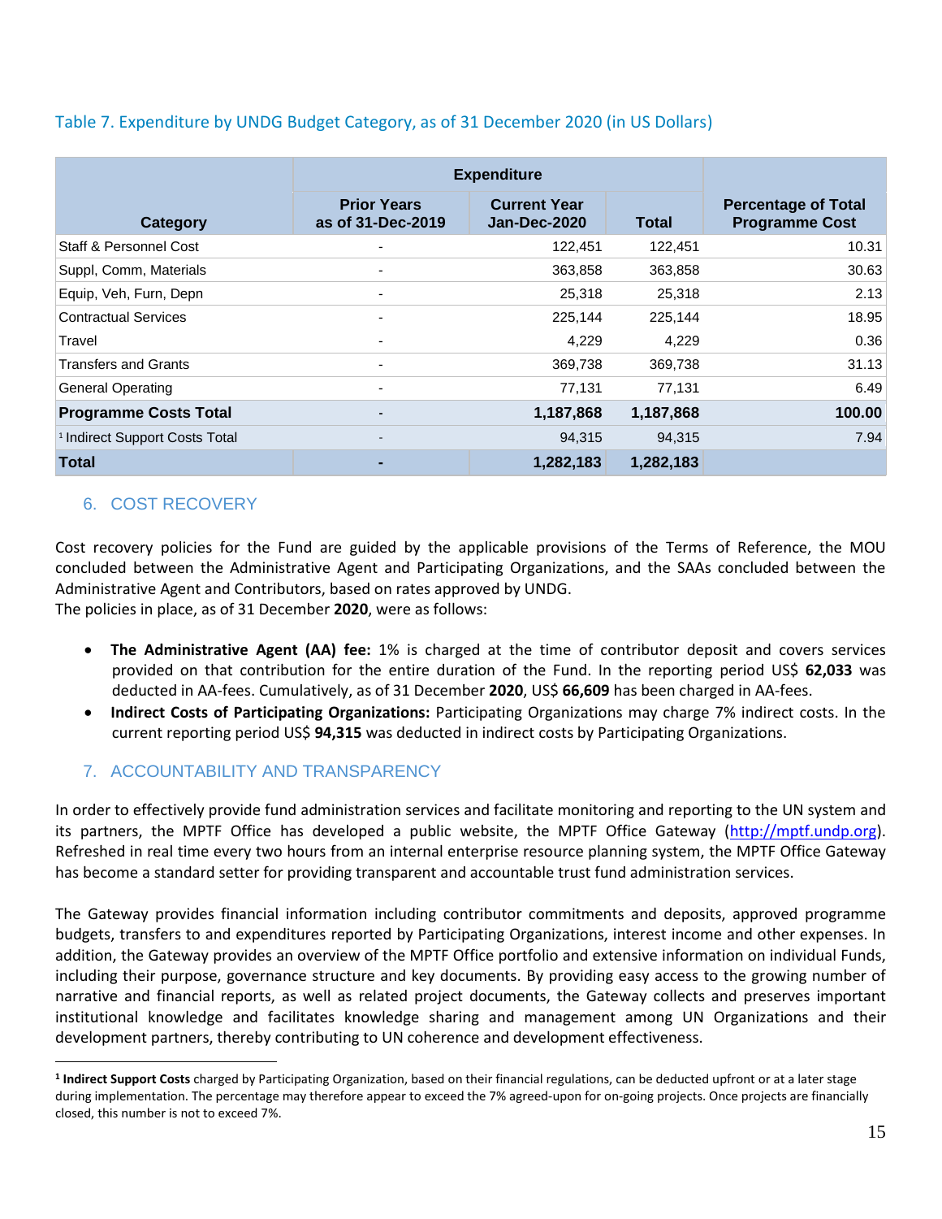Table 7. Expenditure by UNDG Budget Category, as of 31 December 2020 (in US Dollars)

| Category | Expenditure | | | Percentage of Total Programme Cost |
|---|---|---|---|---|
| | Prior Years as of 31-Dec-2019 | Current Year Jan-Dec-2020 | Total | |
| Staff & Personnel Cost | - | 122,451 | 122,451 | 10.31 |
| Suppl, Comm, Materials | - | 363,858 | 363,858 | 30.63 |
| Equip, Veh, Furn, Depn | - | 25,318 | 25,318 | 2.13 |
| Contractual Services | - | 225,144 | 225,144 | 18.95 |
| Travel | - | 4,229 | 4,229 | 0.36 |
| Transfers and Grants | - | 369,738 | 369,738 | 31.13 |
| General Operating | - | 77,131 | 77,131 | 6.49 |
| **Programme Costs Total** | **-** | **1,187,868** | **1,187,868** | **100.00** |
| [1] Indirect Support Costs Total | - | 94,315 | 94,315 | 7.94 |
| **Total** | **-** | **1,282,183** | **1,282,183** | |

## 6. COST RECOVERY

Cost recovery policies for the Fund are guided by the applicable provisions of the Terms of Reference, the MOU concluded between the Administrative Agent and Participating Organizations, and the SAAs concluded between the Administrative Agent and Contributors, based on rates approved by UNDG.
The policies in place, as of 31 December **2020**, were as follows:

- **The Administrative Agent (AA) fee:** 1% is charged at the time of contributor deposit and covers services provided on that contribution for the entire duration of the Fund. In the reporting period US$ **62,033** was deducted in AA-fees. Cumulatively, as of 31 December **2020**, US$ **66,609** has been charged in AA-fees.
- **Indirect Costs of Participating Organizations:** Participating Organizations may charge 7% indirect costs. In the current reporting period US$ **94,315** was deducted in indirect costs by Participating Organizations.

## 7. ACCOUNTABILITY AND TRANSPARENCY

In order to effectively provide fund administration services and facilitate monitoring and reporting to the UN system and its partners, the MPTF Office has developed a public website, the MPTF Office Gateway (http://mptf.undp.org). Refreshed in real time every two hours from an internal enterprise resource planning system, the MPTF Office Gateway has become a standard setter for providing transparent and accountable trust fund administration services.

The Gateway provides financial information including contributor commitments and deposits, approved programme budgets, transfers to and expenditures reported by Participating Organizations, interest income and other expenses. In addition, the Gateway provides an overview of the MPTF Office portfolio and extensive information on individual Funds, including their purpose, governance structure and key documents. By providing easy access to the growing number of narrative and financial reports, as well as related project documents, the Gateway collects and preserves important institutional knowledge and facilitates knowledge sharing and management among UN Organizations and their development partners, thereby contributing to UN coherence and development effectiveness.

---

[1] **Indirect Support Costs** charged by Participating Organization, based on their financial regulations, can be deducted upfront or at a later stage during implementation. The percentage may therefore appear to exceed the 7% agreed-upon for on-going projects. Once projects are financially closed, this number is not to exceed 7%.